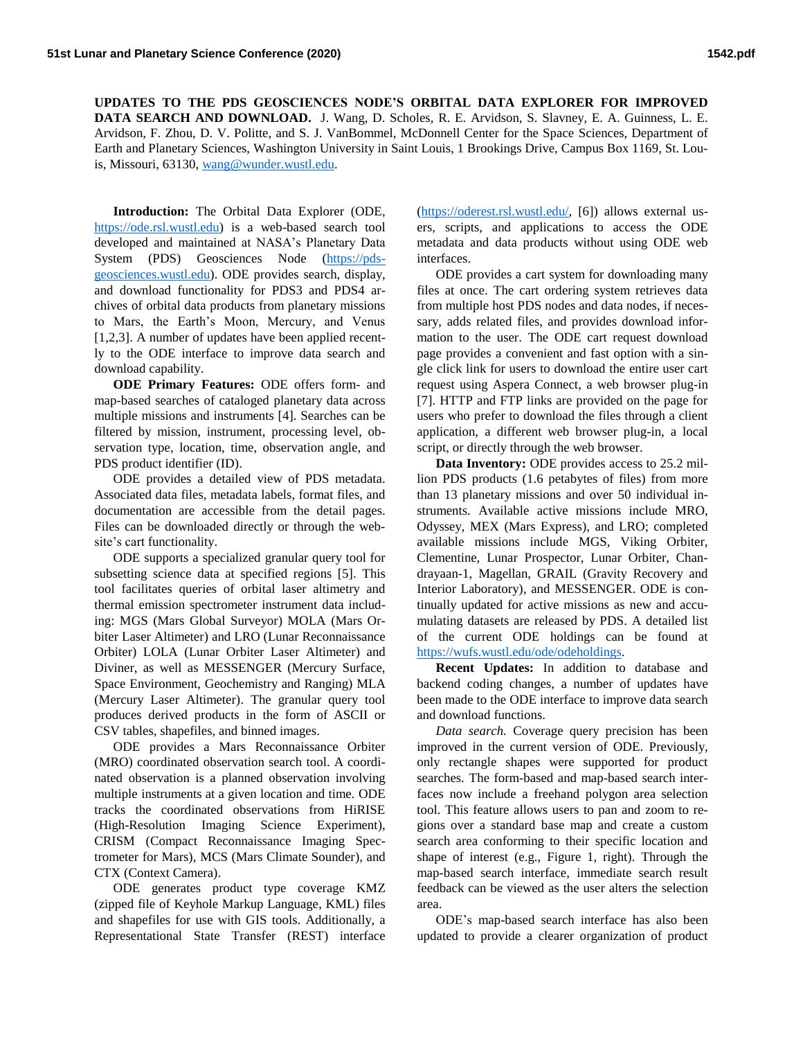**UPDATES TO THE PDS GEOSCIENCES NODE'S ORBITAL DATA EXPLORER FOR IMPROVED DATA SEARCH AND DOWNLOAD.** J. Wang, D. Scholes, R. E. Arvidson, S. Slavney, E. A. Guinness, L. E. Arvidson, F. Zhou, D. V. Politte, and S. J. VanBommel, McDonnell Center for the Space Sciences, Department of Earth and Planetary Sciences, Washington University in Saint Louis, 1 Brookings Drive, Campus Box 1169, St. Louis, Missouri, 63130, wang@wunder.wustl.edu.

**Introduction:** The Orbital Data Explorer (ODE, https://ode.rsl.wustl.edu) is a web-based search tool developed and maintained at NASA's Planetary Data System (PDS) Geosciences Node (https://pds-geosciences.wustl.edu). ODE provides search, display, and download functionality for PDS3 and PDS4 archives of orbital data products from planetary missions to Mars, the Earth's Moon, Mercury, and Venus [1,2,3]. A number of updates have been applied recently to the ODE interface to improve data search and download capability.

**ODE Primary Features:** ODE offers form- and map-based searches of cataloged planetary data across multiple missions and instruments [4]. Searches can be filtered by mission, instrument, processing level, observation type, location, time, observation angle, and PDS product identifier (ID).

ODE provides a detailed view of PDS metadata. Associated data files, metadata labels, format files, and documentation are accessible from the detail pages. Files can be downloaded directly or through the website's cart functionality.

ODE supports a specialized granular query tool for subsetting science data at specified regions [5]. This tool facilitates queries of orbital laser altimetry and thermal emission spectrometer instrument data including: MGS (Mars Global Surveyor) MOLA (Mars Orbiter Laser Altimeter) and LRO (Lunar Reconnaissance Orbiter) LOLA (Lunar Orbiter Laser Altimeter) and Diviner, as well as MESSENGER (Mercury Surface, Space Environment, Geochemistry and Ranging) MLA (Mercury Laser Altimeter). The granular query tool produces derived products in the form of ASCII or CSV tables, shapefiles, and binned images.

ODE provides a Mars Reconnaissance Orbiter (MRO) coordinated observation search tool. A coordinated observation is a planned observation involving multiple instruments at a given location and time. ODE tracks the coordinated observations from HiRISE (High-Resolution Imaging Science Experiment), CRISM (Compact Reconnaissance Imaging Spectrometer for Mars), MCS (Mars Climate Sounder), and CTX (Context Camera).

ODE generates product type coverage KMZ (zipped file of Keyhole Markup Language, KML) files and shapefiles for use with GIS tools. Additionally, a Representational State Transfer (REST) interface (https://oderest.rsl.wustl.edu/, [6]) allows external users, scripts, and applications to access the ODE metadata and data products without using ODE web interfaces.

ODE provides a cart system for downloading many files at once. The cart ordering system retrieves data from multiple host PDS nodes and data nodes, if necessary, adds related files, and provides download information to the user. The ODE cart request download page provides a convenient and fast option with a single click link for users to download the entire user cart request using Aspera Connect, a web browser plug-in [7]. HTTP and FTP links are provided on the page for users who prefer to download the files through a client application, a different web browser plug-in, a local script, or directly through the web browser.

**Data Inventory:** ODE provides access to 25.2 million PDS products (1.6 petabytes of files) from more than 13 planetary missions and over 50 individual instruments. Available active missions include MRO, Odyssey, MEX (Mars Express), and LRO; completed available missions include MGS, Viking Orbiter, Clementine, Lunar Prospector, Lunar Orbiter, Chandrayaan-1, Magellan, GRAIL (Gravity Recovery and Interior Laboratory), and MESSENGER. ODE is continually updated for active missions as new and accumulating datasets are released by PDS. A detailed list of the current ODE holdings can be found at https://wufs.wustl.edu/ode/odeholdings.

**Recent Updates:** In addition to database and backend coding changes, a number of updates have been made to the ODE interface to improve data search and download functions.

*Data search.* Coverage query precision has been improved in the current version of ODE. Previously, only rectangle shapes were supported for product searches. The form-based and map-based search interfaces now include a freehand polygon area selection tool. This feature allows users to pan and zoom to regions over a standard base map and create a custom search area conforming to their specific location and shape of interest (e.g., Figure 1, right). Through the map-based search interface, immediate search result feedback can be viewed as the user alters the selection area.

ODE's map-based search interface has also been updated to provide a clearer organization of product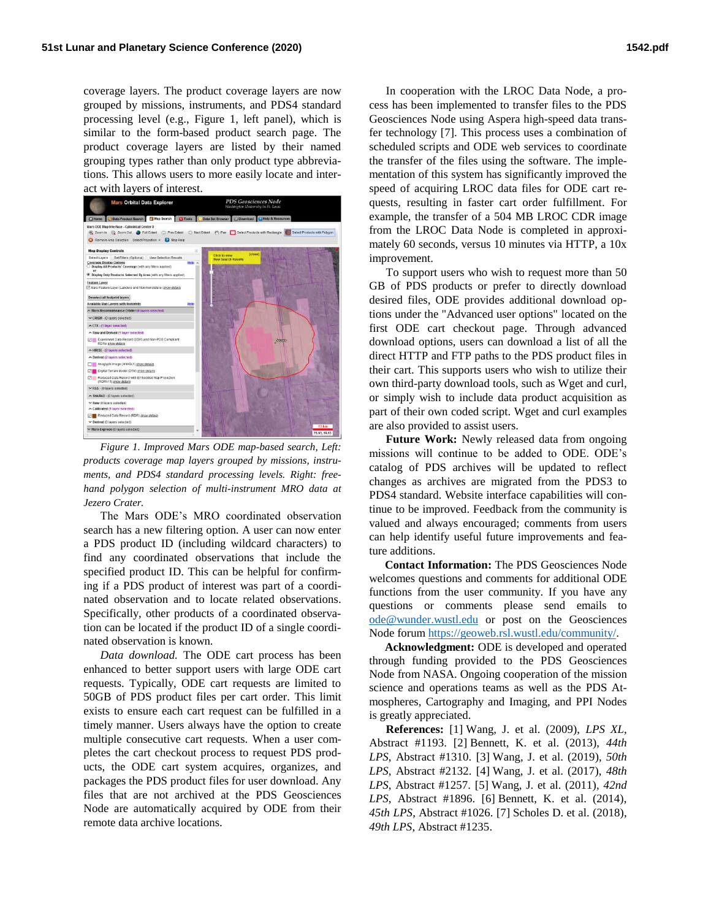coverage layers. The product coverage layers are now grouped by missions, instruments, and PDS4 standard processing level (e.g., Figure 1, left panel), which is similar to the form-based product search page. The product coverage layers are listed by their named grouping types rather than only product type abbreviations. This allows users to more easily locate and interact with layers of interest.

*Figure 1. Improved Mars ODE map-based search, Left: products coverage map layers grouped by missions, instruments, and PDS4 standard processing levels. Right: freehand polygon selection of multi-instrument MRO data at Jezero Crater.*

The Mars ODE's MRO coordinated observation search has a new filtering option. A user can now enter a PDS product ID (including wildcard characters) to find any coordinated observations that include the specified product ID. This can be helpful for confirming if a PDS product of interest was part of a coordinated observation and to locate related observations. Specifically, other products of a coordinated observation can be located if the product ID of a single coordinated observation is known.

*Data download.* The ODE cart process has been enhanced to better support users with large ODE cart requests. Typically, ODE cart requests are limited to 50GB of PDS product files per cart order. This limit exists to ensure each cart request can be fulfilled in a timely manner. Users always have the option to create multiple consecutive cart requests. When a user completes the cart checkout process to request PDS products, the ODE cart system acquires, organizes, and packages the PDS product files for user download. Any files that are not archived at the PDS Geosciences Node are automatically acquired by ODE from their remote data archive locations.

In cooperation with the LROC Data Node, a process has been implemented to transfer files to the PDS Geosciences Node using Aspera high-speed data transfer technology [7]. This process uses a combination of scheduled scripts and ODE web services to coordinate the transfer of the files using the software. The implementation of this system has significantly improved the speed of acquiring LROC data files for ODE cart requests, resulting in faster cart order fulfillment. For example, the transfer of a 504 MB LROC CDR image from the LROC Data Node is completed in approximately 60 seconds, versus 10 minutes via HTTP, a 10x improvement.

To support users who wish to request more than 50 GB of PDS products or prefer to directly download desired files, ODE provides additional download options under the "Advanced user options" located on the first ODE cart checkout page. Through advanced download options, users can download a list of all the direct HTTP and FTP paths to the PDS product files in their cart. This supports users who wish to utilize their own third-party download tools, such as Wget and curl, or simply wish to include data product acquisition as part of their own coded script. Wget and curl examples are also provided to assist users.

**Future Work:** Newly released data from ongoing missions will continue to be added to ODE. ODE's catalog of PDS archives will be updated to reflect changes as archives are migrated from the PDS3 to PDS4 standard. Website interface capabilities will continue to be improved. Feedback from the community is valued and always encouraged; comments from users can help identify useful future improvements and feature additions.

**Contact Information:** The PDS Geosciences Node welcomes questions and comments for additional ODE functions from the user community. If you have any questions or comments please send emails to ode@wunder.wustl.edu or post on the Geosciences Node forum https://geoweb.rsl.wustl.edu/community/.

**Acknowledgment:** ODE is developed and operated through funding provided to the PDS Geosciences Node from NASA. Ongoing cooperation of the mission science and operations teams as well as the PDS Atmospheres, Cartography and Imaging, and PPI Nodes is greatly appreciated.

**References:** [1] Wang, J. et al. (2009), *LPS XL*, Abstract #1193. [2] Bennett, K. et al. (2013), *44th LPS*, Abstract #1310. [3] Wang, J. et al. (2019), *50th LPS*, Abstract #2132. [4] Wang, J. et al. (2017), *48th LPS*, Abstract #1257. [5] Wang, J. et al. (2011), *42nd LPS*, Abstract #1896. [6] Bennett, K. et al. (2014), *45th LPS*, Abstract #1026. [7] Scholes D. et al. (2018), *49th LPS*, Abstract #1235.